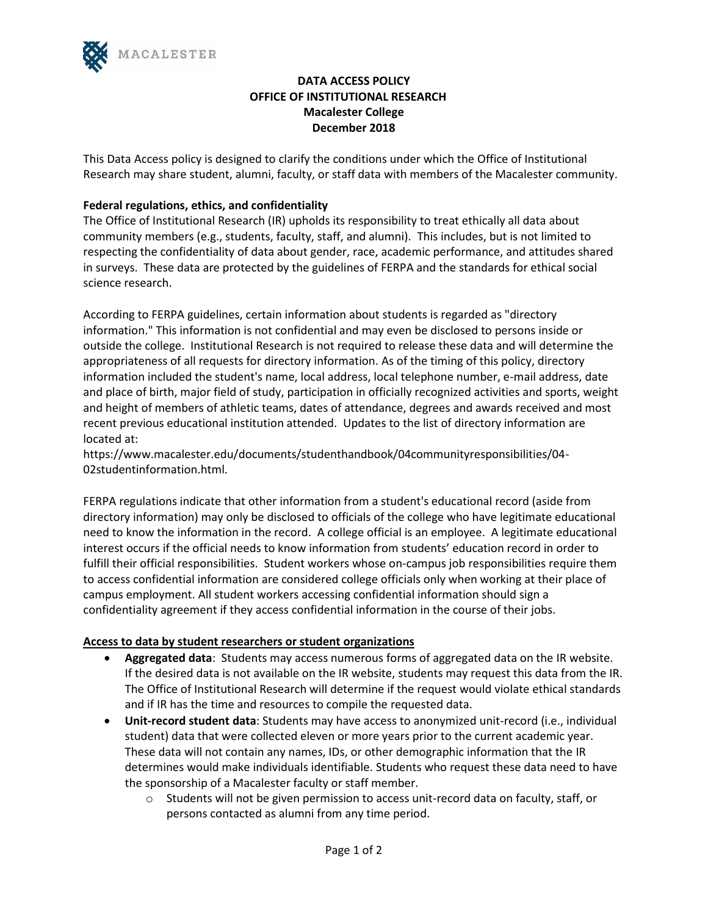# DATA ACCESS POLICY
# OFFICE OF INSTITUTIONAL RESEARCH
## Macalester College
## December 2018

This Data Access policy is designed to clarify the conditions under which the Office of Institutional Research may share student, alumni, faculty, or staff data with members of the Macalester community.

**Federal regulations, ethics, and confidentiality**

The Office of Institutional Research (IR) upholds its responsibility to treat ethically all data about community members (e.g., students, faculty, staff, and alumni). This includes, but is not limited to respecting the confidentiality of data about gender, race, academic performance, and attitudes shared in surveys. These data are protected by the guidelines of FERPA and the standards for ethical social science research.

According to FERPA guidelines, certain information about students is regarded as "directory information." This information is not confidential and may even be disclosed to persons inside or outside the college. Institutional Research is not required to release these data and will determine the appropriateness of all requests for directory information. As of the timing of this policy, directory information included the student's name, local address, local telephone number, e-mail address, date and place of birth, major field of study, participation in officially recognized activities and sports, weight and height of members of athletic teams, dates of attendance, degrees and awards received and most recent previous educational institution attended. Updates to the list of directory information are located at:
https://www.macalester.edu/documents/studenthandbook/04communityresponsibilities/04-02studentinformation.html.

FERPA regulations indicate that other information from a student's educational record (aside from directory information) may only be disclosed to officials of the college who have legitimate educational need to know the information in the record. A college official is an employee. A legitimate educational interest occurs if the official needs to know information from students' education record in order to fulfill their official responsibilities. Student workers whose on-campus job responsibilities require them to access confidential information are considered college officials only when working at their place of campus employment. All student workers accessing confidential information should sign a confidentiality agreement if they access confidential information in the course of their jobs.

**Access to data by student researchers or student organizations**

- **Aggregated data**: Students may access numerous forms of aggregated data on the IR website. If the desired data is not available on the IR website, students may request this data from the IR. The Office of Institutional Research will determine if the request would violate ethical standards and if IR has the time and resources to compile the requested data.
- **Unit-record student data**: Students may have access to anonymized unit-record (i.e., individual student) data that were collected eleven or more years prior to the current academic year. These data will not contain any names, IDs, or other demographic information that the IR determines would make individuals identifiable. Students who request these data need to have the sponsorship of a Macalester faculty or staff member.
    - Students will not be given permission to access unit-record data on faculty, staff, or persons contacted as alumni from any time period.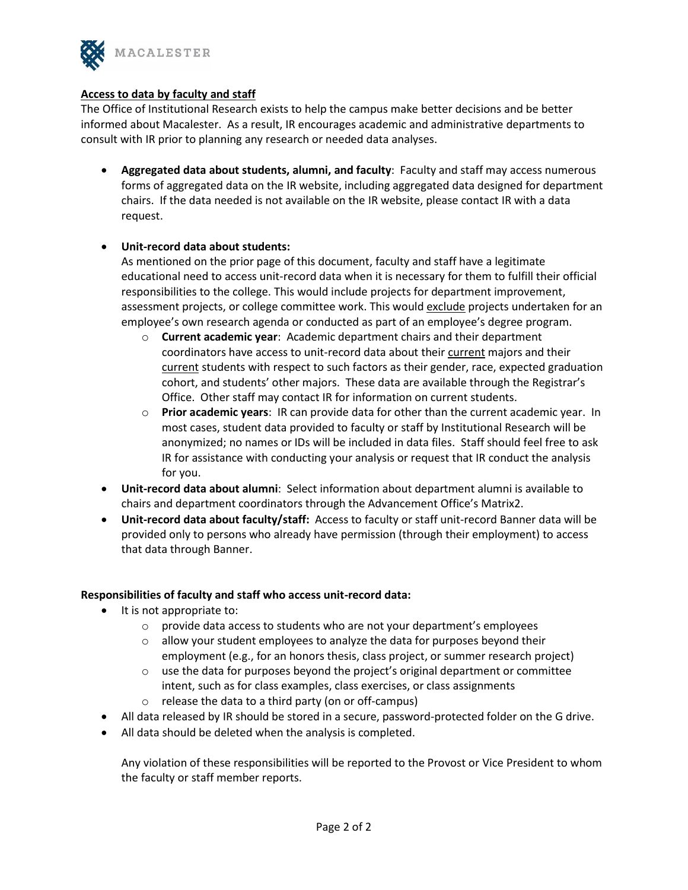**Access to data by faculty and staff**

The Office of Institutional Research exists to help the campus make better decisions and be better informed about Macalester. As a result, IR encourages academic and administrative departments to consult with IR prior to planning any research or needed data analyses.

- **Aggregated data about students, alumni, and faculty**: Faculty and staff may access numerous forms of aggregated data on the IR website, including aggregated data designed for department chairs. If the data needed is not available on the IR website, please contact IR with a data request.
- **Unit-record data about students:**
  As mentioned on the prior page of this document, faculty and staff have a legitimate educational need to access unit-record data when it is necessary for them to fulfill their official responsibilities to the college. This would include projects for department improvement, assessment projects, or college committee work. This would exclude projects undertaken for an employee's own research agenda or conducted as part of an employee's degree program.
  - **Current academic year**: Academic department chairs and their department coordinators have access to unit-record data about their current majors and their current students with respect to such factors as their gender, race, expected graduation cohort, and students' other majors. These data are available through the Registrar's Office. Other staff may contact IR for information on current students.
  - **Prior academic years**: IR can provide data for other than the current academic year. In most cases, student data provided to faculty or staff by Institutional Research will be anonymized; no names or IDs will be included in data files. Staff should feel free to ask IR for assistance with conducting your analysis or request that IR conduct the analysis for you.
- **Unit-record data about alumni**: Select information about department alumni is available to chairs and department coordinators through the Advancement Office's Matrix2.
- **Unit-record data about faculty/staff:** Access to faculty or staff unit-record Banner data will be provided only to persons who already have permission (through their employment) to access that data through Banner.

**Responsibilities of faculty and staff who access unit-record data:**

- It is not appropriate to:
  - provide data access to students who are not your department's employees
  - allow your student employees to analyze the data for purposes beyond their employment (e.g., for an honors thesis, class project, or summer research project)
  - use the data for purposes beyond the project's original department or committee intent, such as for class examples, class exercises, or class assignments
  - release the data to a third party (on or off-campus)
- All data released by IR should be stored in a secure, password-protected folder on the G drive.
- All data should be deleted when the analysis is completed.

  Any violation of these responsibilities will be reported to the Provost or Vice President to whom the faculty or staff member reports.